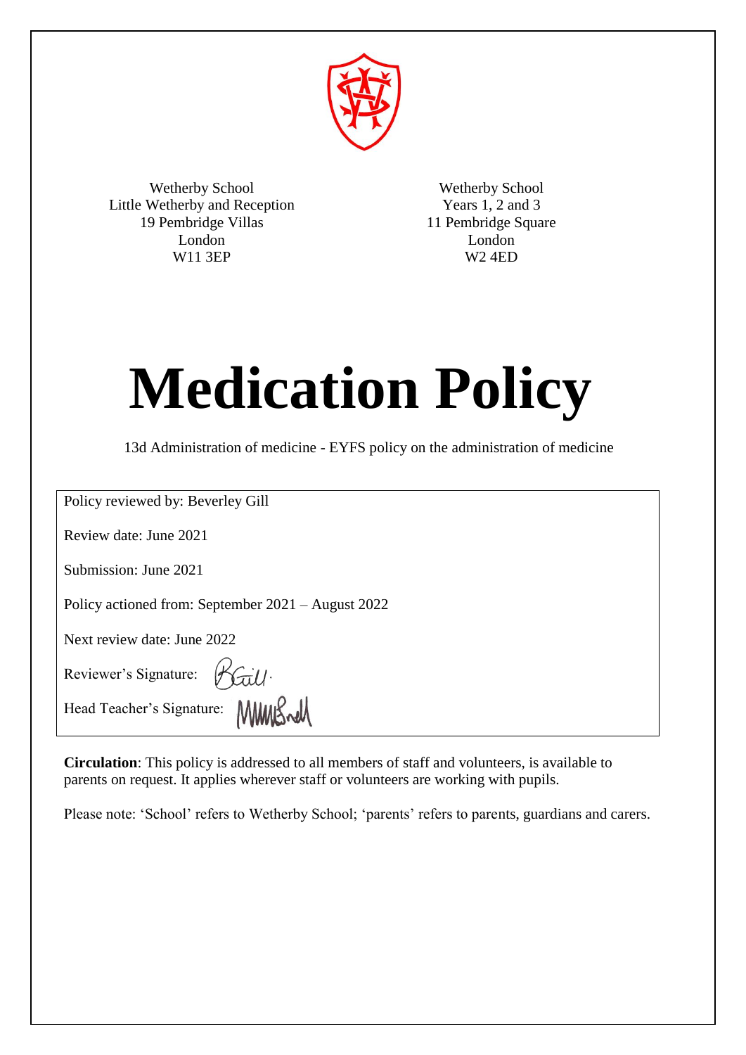Wetherby School
Little Wetherby and Reception
19 Pembridge Villas
London
W11 3EP

Wetherby School
Years 1, 2 and 3
11 Pembridge Square
London
W2 4ED

# Medication Policy

13d Administration of medicine - EYFS policy on the administration of medicine

Policy reviewed by: Beverley Gill

Review date: June 2021

Submission: June 2021

Policy actioned from: September 2021 – August 2022

Next review date: June 2022

Reviewer's Signature: BGill.

Head Teacher's Signature: MWBnell

**Circulation**: This policy is addressed to all members of staff and volunteers, is available to parents on request. It applies wherever staff or volunteers are working with pupils.

Please note: 'School' refers to Wetherby School; 'parents' refers to parents, guardians and carers.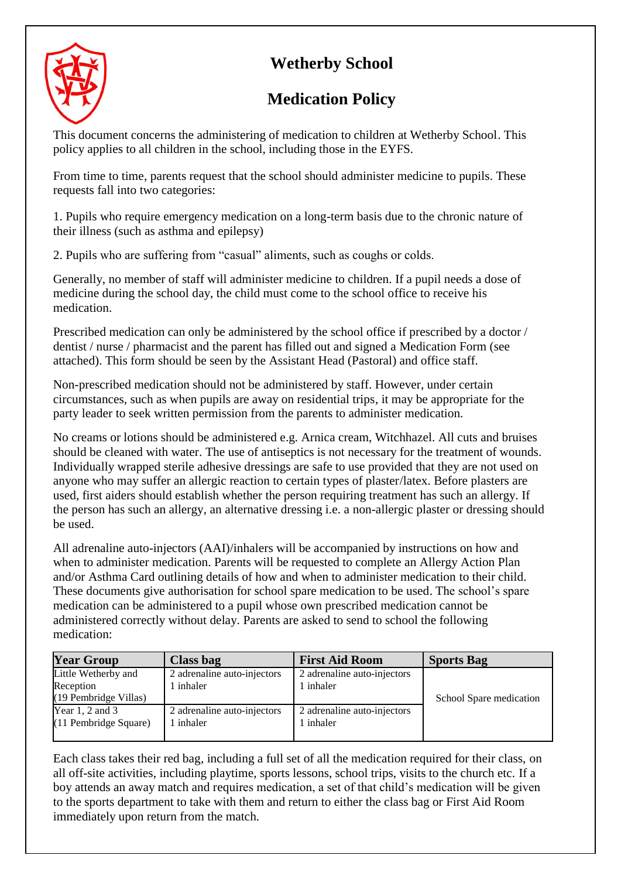# Wetherby School

## Medication Policy

This document concerns the administering of medication to children at Wetherby School. This policy applies to all children in the school, including those in the EYFS.

From time to time, parents request that the school should administer medicine to pupils. These requests fall into two categories:

1. Pupils who require emergency medication on a long-term basis due to the chronic nature of their illness (such as asthma and epilepsy)

2. Pupils who are suffering from "casual" aliments, such as coughs or colds.

Generally, no member of staff will administer medicine to children. If a pupil needs a dose of medicine during the school day, the child must come to the school office to receive his medication.

Prescribed medication can only be administered by the school office if prescribed by a doctor / dentist / nurse / pharmacist and the parent has filled out and signed a Medication Form (see attached). This form should be seen by the Assistant Head (Pastoral) and office staff.

Non-prescribed medication should not be administered by staff. However, under certain circumstances, such as when pupils are away on residential trips, it may be appropriate for the party leader to seek written permission from the parents to administer medication.

No creams or lotions should be administered e.g. Arnica cream, Witchhazel. All cuts and bruises should be cleaned with water. The use of antiseptics is not necessary for the treatment of wounds. Individually wrapped sterile adhesive dressings are safe to use provided that they are not used on anyone who may suffer an allergic reaction to certain types of plaster/latex. Before plasters are used, first aiders should establish whether the person requiring treatment has such an allergy. If the person has such an allergy, an alternative dressing i.e. a non-allergic plaster or dressing should be used.

All adrenaline auto-injectors (AAI)/inhalers will be accompanied by instructions on how and when to administer medication. Parents will be requested to complete an Allergy Action Plan and/or Asthma Card outlining details of how and when to administer medication to their child. These documents give authorisation for school spare medication to be used. The school's spare medication can be administered to a pupil whose own prescribed medication cannot be administered correctly without delay. Parents are asked to send to school the following medication:

| Year Group | Class bag | First Aid Room | Sports Bag |
|---|---|---|---|
| Little Wetherby and Reception (19 Pembridge Villas) | 2 adrenaline auto-injectors<br>1 inhaler | 2 adrenaline auto-injectors<br>1 inhaler | School Spare medication |
| Year 1, 2 and 3 (11 Pembridge Square) | 2 adrenaline auto-injectors<br>1 inhaler | 2 adrenaline auto-injectors<br>1 inhaler | |

Each class takes their red bag, including a full set of all the medication required for their class, on all off-site activities, including playtime, sports lessons, school trips, visits to the church etc. If a boy attends an away match and requires medication, a set of that child's medication will be given to the sports department to take with them and return to either the class bag or First Aid Room immediately upon return from the match.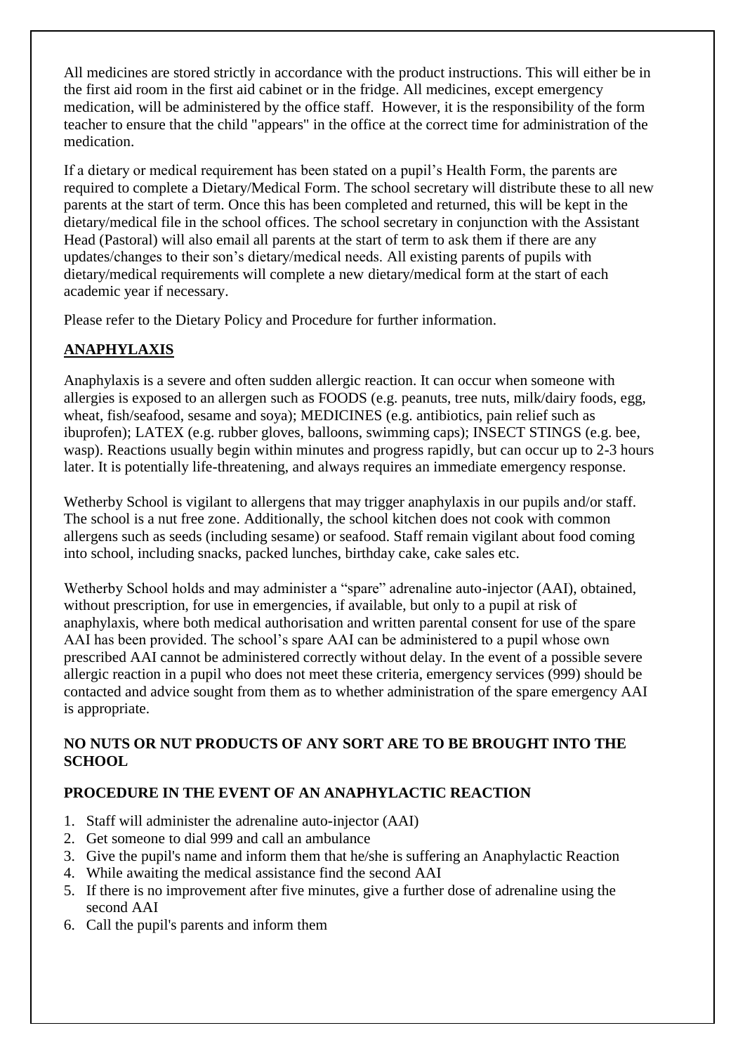All medicines are stored strictly in accordance with the product instructions. This will either be in the first aid room in the first aid cabinet or in the fridge. All medicines, except emergency medication, will be administered by the office staff. However, it is the responsibility of the form teacher to ensure that the child "appears" in the office at the correct time for administration of the medication.

If a dietary or medical requirement has been stated on a pupil's Health Form, the parents are required to complete a Dietary/Medical Form. The school secretary will distribute these to all new parents at the start of term. Once this has been completed and returned, this will be kept in the dietary/medical file in the school offices. The school secretary in conjunction with the Assistant Head (Pastoral) will also email all parents at the start of term to ask them if there are any updates/changes to their son's dietary/medical needs. All existing parents of pupils with dietary/medical requirements will complete a new dietary/medical form at the start of each academic year if necessary.

Please refer to the Dietary Policy and Procedure for further information.

## ANAPHYLAXIS

Anaphylaxis is a severe and often sudden allergic reaction. It can occur when someone with allergies is exposed to an allergen such as FOODS (e.g. peanuts, tree nuts, milk/dairy foods, egg, wheat, fish/seafood, sesame and soya); MEDICINES (e.g. antibiotics, pain relief such as ibuprofen); LATEX (e.g. rubber gloves, balloons, swimming caps); INSECT STINGS (e.g. bee, wasp). Reactions usually begin within minutes and progress rapidly, but can occur up to 2-3 hours later. It is potentially life-threatening, and always requires an immediate emergency response.

Wetherby School is vigilant to allergens that may trigger anaphylaxis in our pupils and/or staff. The school is a nut free zone. Additionally, the school kitchen does not cook with common allergens such as seeds (including sesame) or seafood. Staff remain vigilant about food coming into school, including snacks, packed lunches, birthday cake, cake sales etc.

Wetherby School holds and may administer a "spare" adrenaline auto-injector (AAI), obtained, without prescription, for use in emergencies, if available, but only to a pupil at risk of anaphylaxis, where both medical authorisation and written parental consent for use of the spare AAI has been provided. The school's spare AAI can be administered to a pupil whose own prescribed AAI cannot be administered correctly without delay. In the event of a possible severe allergic reaction in a pupil who does not meet these criteria, emergency services (999) should be contacted and advice sought from them as to whether administration of the spare emergency AAI is appropriate.

**NO NUTS OR NUT PRODUCTS OF ANY SORT ARE TO BE BROUGHT INTO THE SCHOOL**

### PROCEDURE IN THE EVENT OF AN ANAPHYLACTIC REACTION

1. Staff will administer the adrenaline auto-injector (AAI)
2. Get someone to dial 999 and call an ambulance
3. Give the pupil's name and inform them that he/she is suffering an Anaphylactic Reaction
4. While awaiting the medical assistance find the second AAI
5. If there is no improvement after five minutes, give a further dose of adrenaline using the second AAI
6. Call the pupil's parents and inform them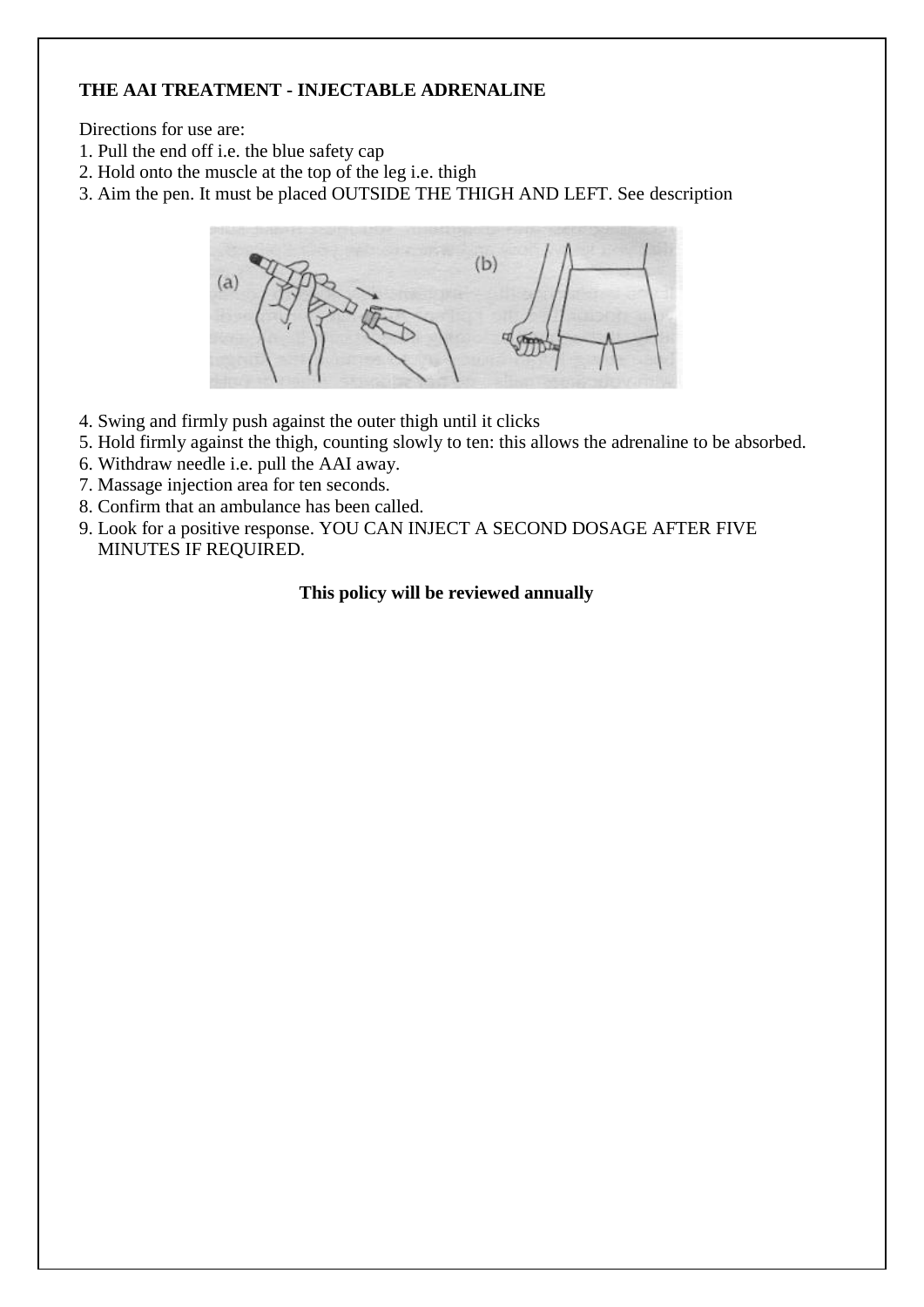**THE AAI TREATMENT - INJECTABLE ADRENALINE**

Directions for use are:

1. Pull the end off i.e. the blue safety cap
2. Hold onto the muscle at the top of the leg i.e. thigh
3. Aim the pen. It must be placed OUTSIDE THE THIGH AND LEFT. See description
4. Swing and firmly push against the outer thigh until it clicks
5. Hold firmly against the thigh, counting slowly to ten: this allows the adrenaline to be absorbed.
6. Withdraw needle i.e. pull the AAI away.
7. Massage injection area for ten seconds.
8. Confirm that an ambulance has been called.
9. Look for a positive response. YOU CAN INJECT A SECOND DOSAGE AFTER FIVE MINUTES IF REQUIRED.

**This policy will be reviewed annually**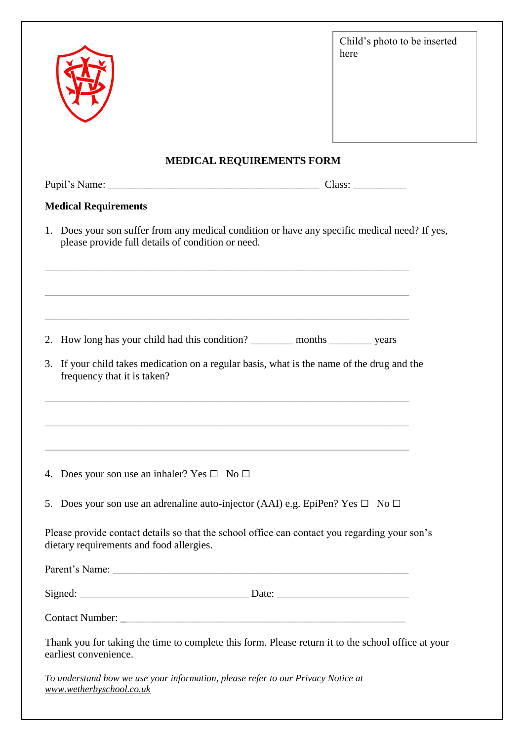Child's photo to be inserted here

# MEDICAL REQUIREMENTS FORM

Pupil's Name: ________________________________________ Class: __________

**Medical Requirements**

1. Does your son suffer from any medical condition or have any specific medical need? If yes, please provide full details of condition or need.

______________________________________________________________________

______________________________________________________________________

______________________________________________________________________

2. How long has your child had this condition? ________ months ________ years

3. If your child takes medication on a regular basis, what is the name of the drug and the frequency that it is taken?

______________________________________________________________________

______________________________________________________________________

______________________________________________________________________

4. Does your son use an inhaler? Yes ☐ No ☐

5. Does your son use an adrenaline auto-injector (AAI) e.g. EpiPen? Yes ☐ No ☐

Please provide contact details so that the school office can contact you regarding your son's dietary requirements and food allergies.

Parent's Name: ________________________________________________________

Signed: ________________________________ Date: _________________________

Contact Number: _______________________________________________________

Thank you for taking the time to complete this form. Please return it to the school office at your earliest convenience.

*To understand how we use your information, please refer to our Privacy Notice at www.wetherbyschool.co.uk*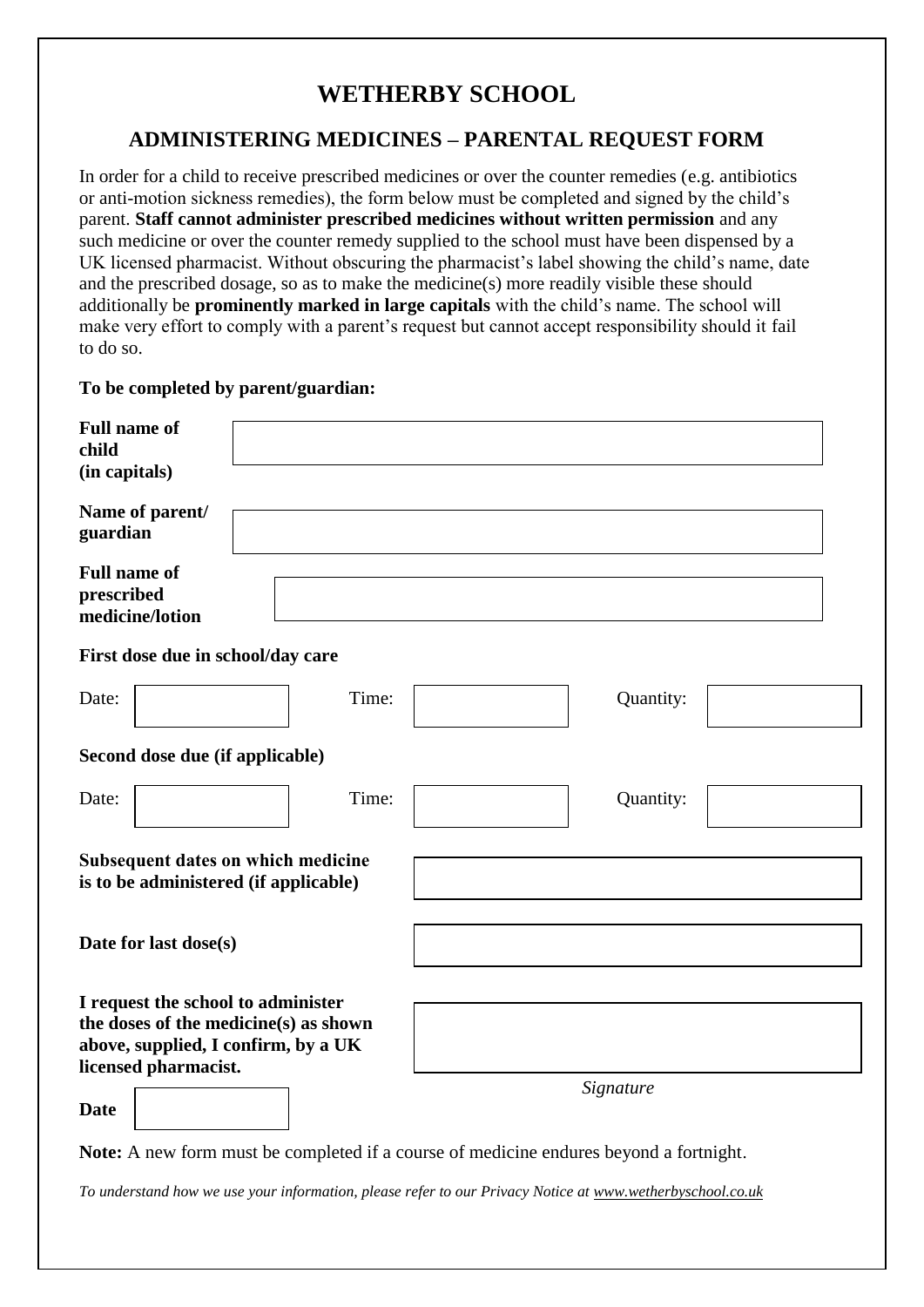# WETHERBY SCHOOL

## ADMINISTERING MEDICINES – PARENTAL REQUEST FORM

In order for a child to receive prescribed medicines or over the counter remedies (e.g. antibiotics or anti-motion sickness remedies), the form below must be completed and signed by the child's parent. **Staff cannot administer prescribed medicines without written permission** and any such medicine or over the counter remedy supplied to the school must have been dispensed by a UK licensed pharmacist. Without obscuring the pharmacist's label showing the child's name, date and the prescribed dosage, so as to make the medicine(s) more readily visible these should additionally be **prominently marked in large capitals** with the child's name. The school will make very effort to comply with a parent's request but cannot accept responsibility should it fail to do so.

**To be completed by parent/guardian:**

| | |
|---|---|
| **Full name of child (in capitals)** | |
| **Name of parent/ guardian** | |
| **Full name of prescribed medicine/lotion** | |

**First dose due in school/day care**

| Date: | | Time: | | Quantity: | |
|---|---|---|---|---|---|

**Second dose due (if applicable)**

| Date: | | Time: | | Quantity: | |
|---|---|---|---|---|---|

| | |
|---|---|
| **Subsequent dates on which medicine is to be administered (if applicable)** | |
| **Date for last dose(s)** | |
| **I request the school to administer the doses of the medicine(s) as shown above, supplied, I confirm, by a UK licensed pharmacist.** | |

**Date** ______________

*Signature*

**Note:** A new form must be completed if a course of medicine endures beyond a fortnight.

*To understand how we use your information, please refer to our Privacy Notice at www.wetherbyschool.co.uk*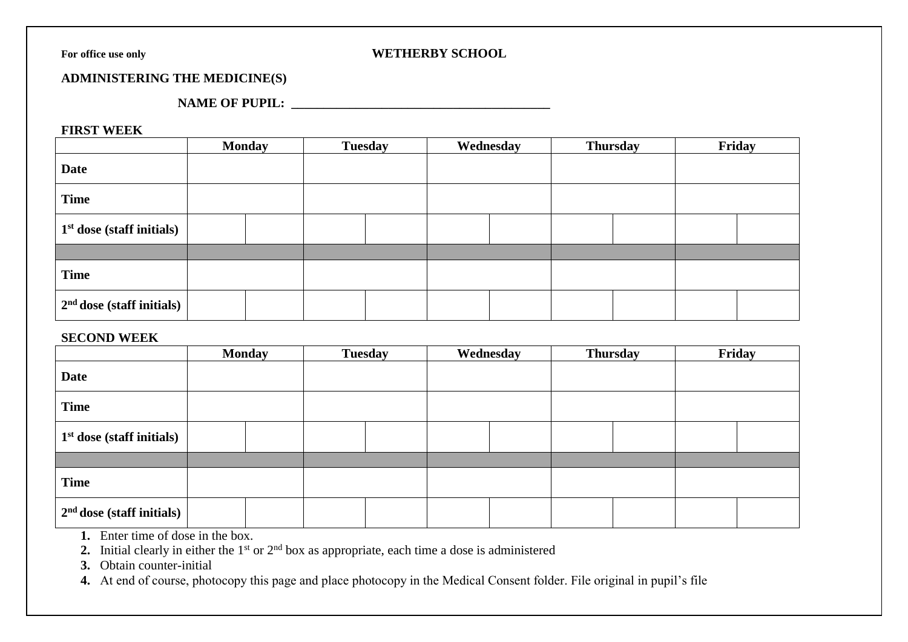**For office use only**

**WETHERBY SCHOOL**

**ADMINISTERING THE MEDICINE(S)**

**NAME OF PUPIL: ________________________________________**

**FIRST WEEK**

| | Monday | | Tuesday | | Wednesday | | Thursday | | Friday | |
|---|---|---|---|---|---|---|---|---|---|---|
| **Date** | | | | | | | | | | |
| **Time** | | | | | | | | | | |
| **1st dose (staff initials)** | | | | | | | | | | |
| | | | | | | | | | | |
| **Time** | | | | | | | | | | |
| **2nd dose (staff initials)** | | | | | | | | | | |

**SECOND WEEK**

| | Monday | | Tuesday | | Wednesday | | Thursday | | Friday | |
|---|---|---|---|---|---|---|---|---|---|---|
| **Date** | | | | | | | | | | |
| **Time** | | | | | | | | | | |
| **1st dose (staff initials)** | | | | | | | | | | |
| | | | | | | | | | | |
| **Time** | | | | | | | | | | |
| **2nd dose (staff initials)** | | | | | | | | | | |

1. Enter time of dose in the box.
2. Initial clearly in either the 1st or 2nd box as appropriate, each time a dose is administered
3. Obtain counter-initial
4. At end of course, photocopy this page and place photocopy in the Medical Consent folder. File original in pupil's file